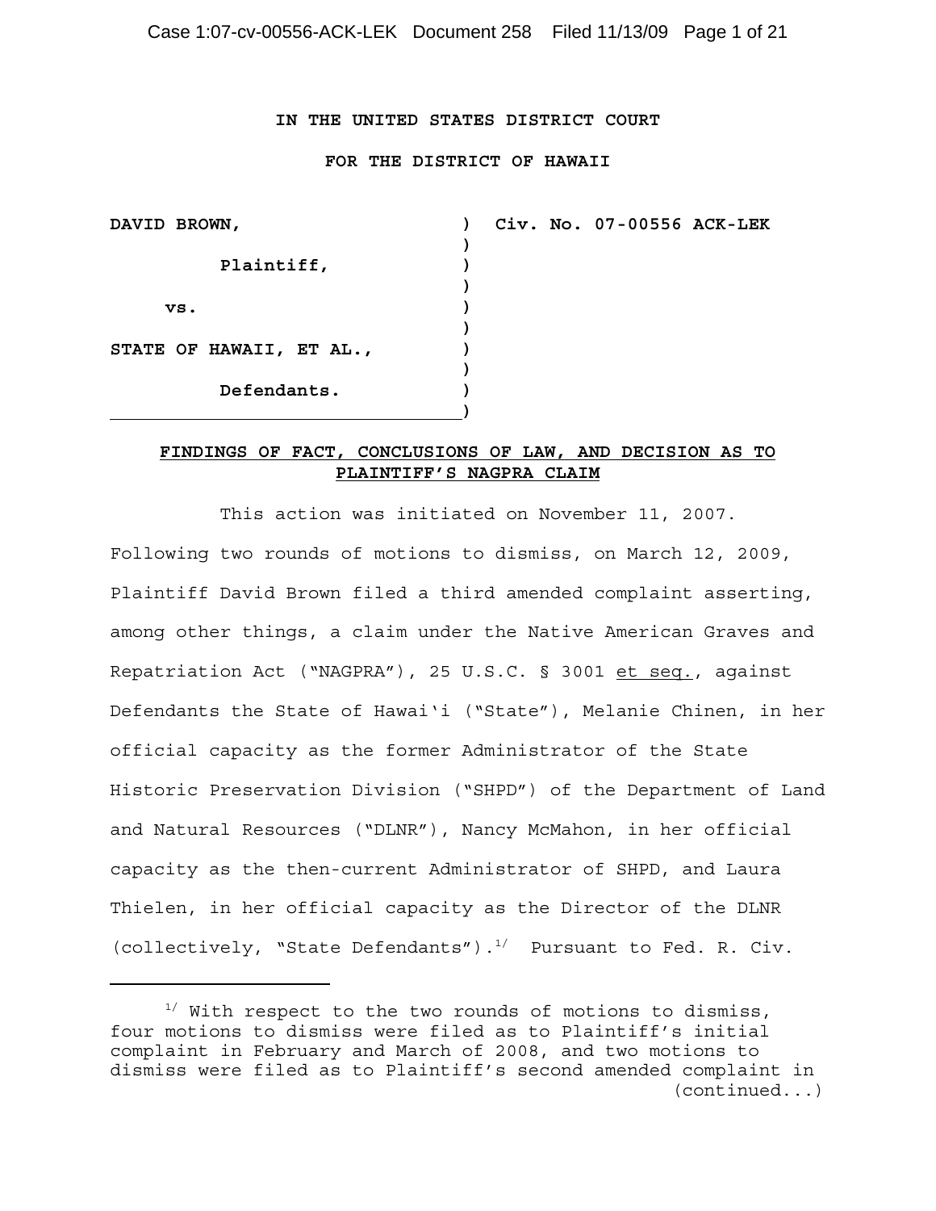**IN THE UNITED STATES DISTRICT COURT**

**FOR THE DISTRICT OF HAWAII**

| | | |
|---|---|---|
| **DAVID BROWN,** | ) | **Civ. No. 07-00556 ACK-LEK** |
| **Plaintiff,** | ) | |
| **vs.** | ) | |
| **STATE OF HAWAII, ET AL.,** | ) | |
| **Defendants.** | ) | |

**FINDINGS OF FACT, CONCLUSIONS OF LAW, AND DECISION AS TO PLAINTIFF'S NAGPRA CLAIM**

This action was initiated on November 11, 2007. Following two rounds of motions to dismiss, on March 12, 2009, Plaintiff David Brown filed a third amended complaint asserting, among other things, a claim under the Native American Graves and Repatriation Act ("NAGPRA"), 25 U.S.C. § 3001 et seq., against Defendants the State of Hawai'i ("State"), Melanie Chinen, in her official capacity as the former Administrator of the State Historic Preservation Division ("SHPD") of the Department of Land and Natural Resources ("DLNR"), Nancy McMahon, in her official capacity as the then-current Administrator of SHPD, and Laura Thielen, in her official capacity as the Director of the DLNR (collectively, "State Defendants").[1] Pursuant to Fed. R. Civ.

---

[1] With respect to the two rounds of motions to dismiss, four motions to dismiss were filed as to Plaintiff's initial complaint in February and March of 2008, and two motions to dismiss were filed as to Plaintiff's second amended complaint in (continued...)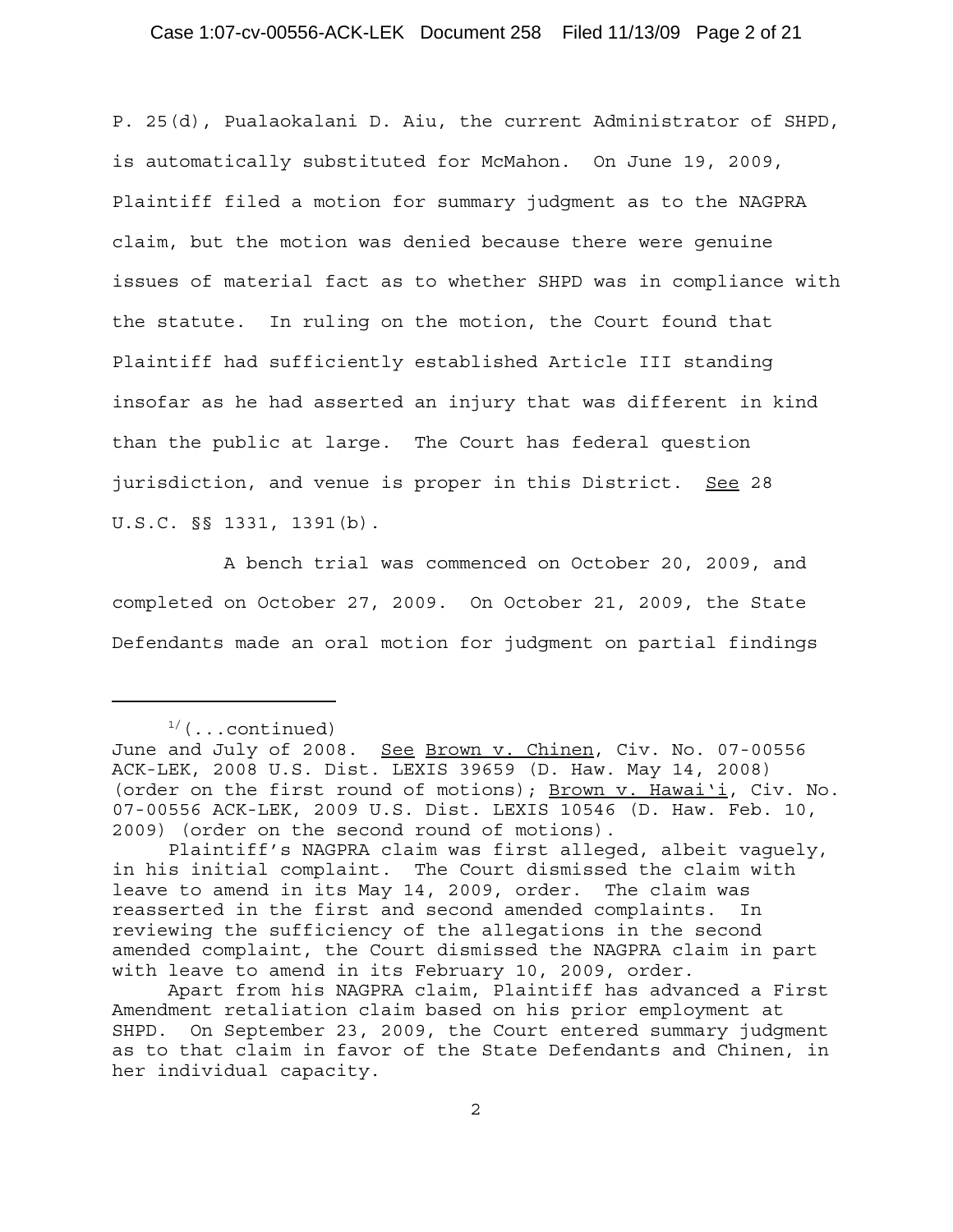P. 25(d), Pualaokalani D. Aiu, the current Administrator of SHPD, is automatically substituted for McMahon. On June 19, 2009, Plaintiff filed a motion for summary judgment as to the NAGPRA claim, but the motion was denied because there were genuine issues of material fact as to whether SHPD was in compliance with the statute. In ruling on the motion, the Court found that Plaintiff had sufficiently established Article III standing insofar as he had asserted an injury that was different in kind than the public at large. The Court has federal question jurisdiction, and venue is proper in this District. See 28 U.S.C. §§ 1331, 1391(b).

A bench trial was commenced on October 20, 2009, and completed on October 27, 2009. On October 21, 2009, the State Defendants made an oral motion for judgment on partial findings

---

[1](...continued)
June and July of 2008. See Brown v. Chinen, Civ. No. 07-00556 ACK-LEK, 2008 U.S. Dist. LEXIS 39659 (D. Haw. May 14, 2008) (order on the first round of motions); Brown v. Hawai'i, Civ. No. 07-00556 ACK-LEK, 2009 U.S. Dist. LEXIS 10546 (D. Haw. Feb. 10, 2009) (order on the second round of motions).

Plaintiff's NAGPRA claim was first alleged, albeit vaguely, in his initial complaint. The Court dismissed the claim with leave to amend in its May 14, 2009, order. The claim was reasserted in the first and second amended complaints. In reviewing the sufficiency of the allegations in the second amended complaint, the Court dismissed the NAGPRA claim in part with leave to amend in its February 10, 2009, order.

Apart from his NAGPRA claim, Plaintiff has advanced a First Amendment retaliation claim based on his prior employment at SHPD. On September 23, 2009, the Court entered summary judgment as to that claim in favor of the State Defendants and Chinen, in her individual capacity.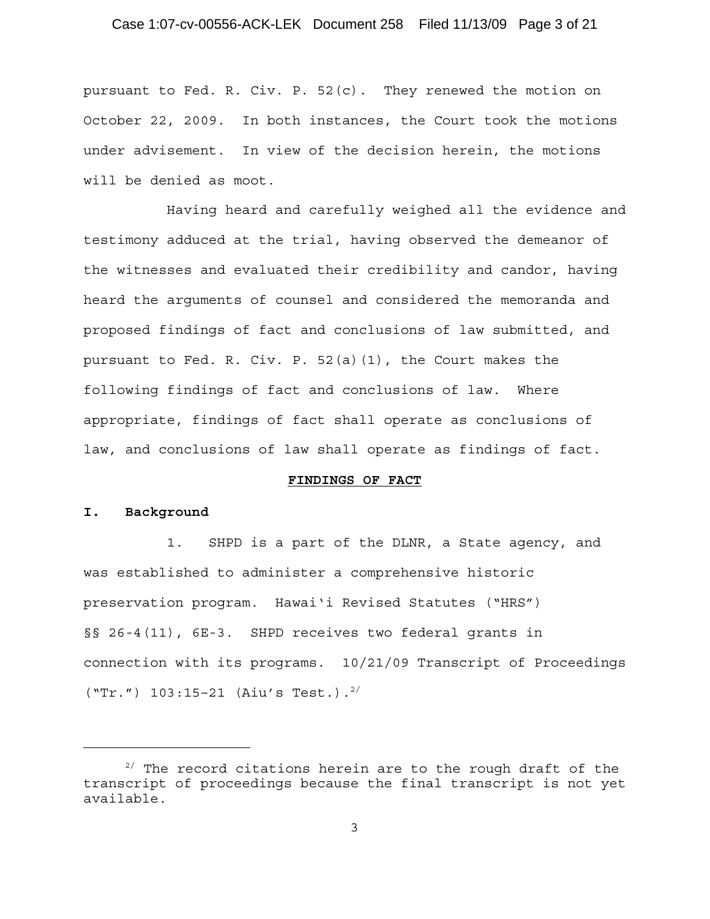pursuant to Fed. R. Civ. P. 52(c). They renewed the motion on October 22, 2009. In both instances, the Court took the motions under advisement. In view of the decision herein, the motions will be denied as moot.

Having heard and carefully weighed all the evidence and testimony adduced at the trial, having observed the demeanor of the witnesses and evaluated their credibility and candor, having heard the arguments of counsel and considered the memoranda and proposed findings of fact and conclusions of law submitted, and pursuant to Fed. R. Civ. P. 52(a)(1), the Court makes the following findings of fact and conclusions of law. Where appropriate, findings of fact shall operate as conclusions of law, and conclusions of law shall operate as findings of fact.

## FINDINGS OF FACT

### I. Background

1. SHPD is a part of the DLNR, a State agency, and was established to administer a comprehensive historic preservation program. Hawai'i Revised Statutes ("HRS") §§ 26-4(11), 6E-3. SHPD receives two federal grants in connection with its programs. 10/21/09 Transcript of Proceedings ("Tr.") 103:15-21 (Aiu's Test.).[2/]

---

[2/] The record citations herein are to the rough draft of the transcript of proceedings because the final transcript is not yet available.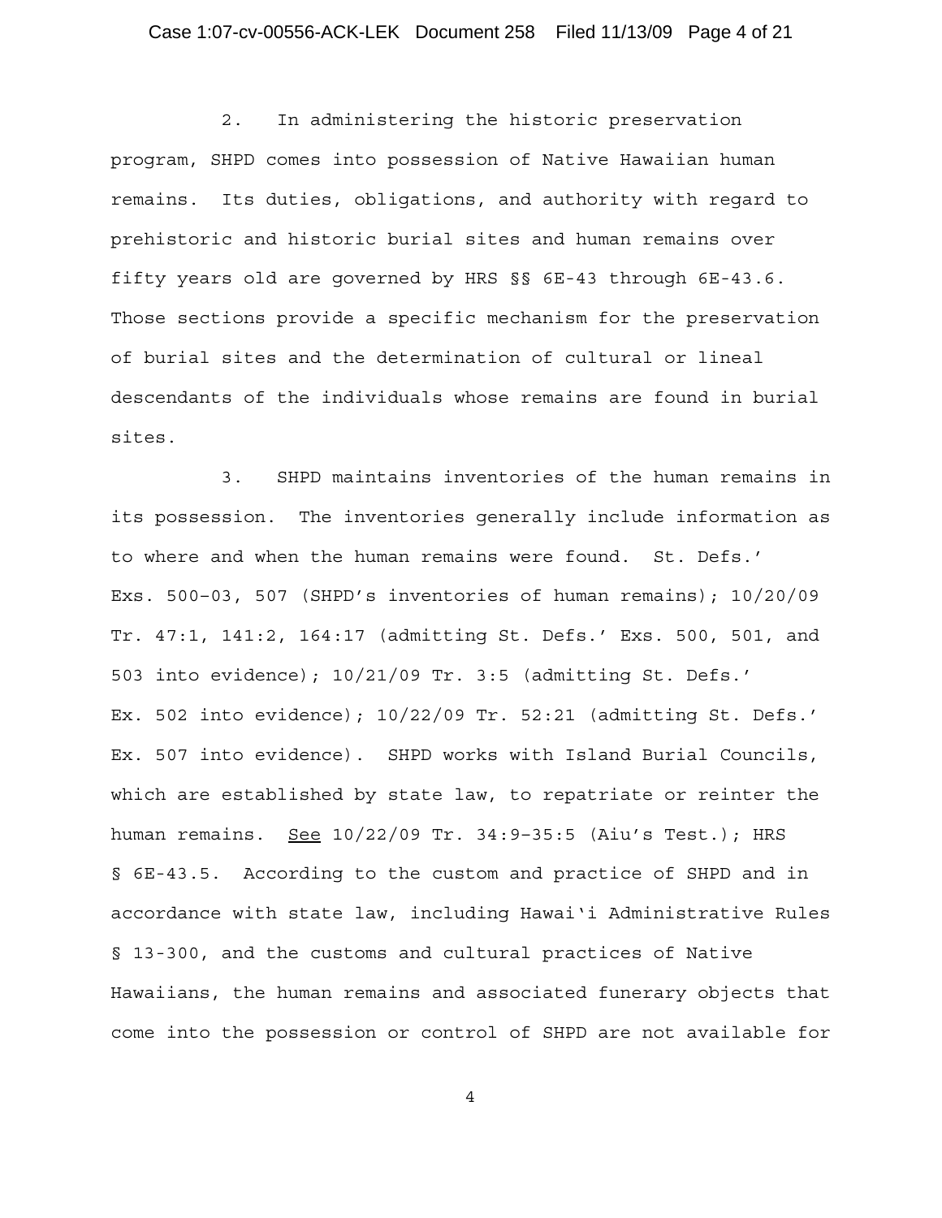2. In administering the historic preservation program, SHPD comes into possession of Native Hawaiian human remains. Its duties, obligations, and authority with regard to prehistoric and historic burial sites and human remains over fifty years old are governed by HRS §§ 6E-43 through 6E-43.6. Those sections provide a specific mechanism for the preservation of burial sites and the determination of cultural or lineal descendants of the individuals whose remains are found in burial sites.

3. SHPD maintains inventories of the human remains in its possession. The inventories generally include information as to where and when the human remains were found. St. Defs.' Exs. 500–03, 507 (SHPD's inventories of human remains); 10/20/09 Tr. 47:1, 141:2, 164:17 (admitting St. Defs.' Exs. 500, 501, and 503 into evidence); 10/21/09 Tr. 3:5 (admitting St. Defs.' Ex. 502 into evidence); 10/22/09 Tr. 52:21 (admitting St. Defs.' Ex. 507 into evidence). SHPD works with Island Burial Councils, which are established by state law, to repatriate or reinter the human remains. See 10/22/09 Tr. 34:9–35:5 (Aiu's Test.); HRS § 6E-43.5. According to the custom and practice of SHPD and in accordance with state law, including Hawai'i Administrative Rules § 13-300, and the customs and cultural practices of Native Hawaiians, the human remains and associated funerary objects that come into the possession or control of SHPD are not available for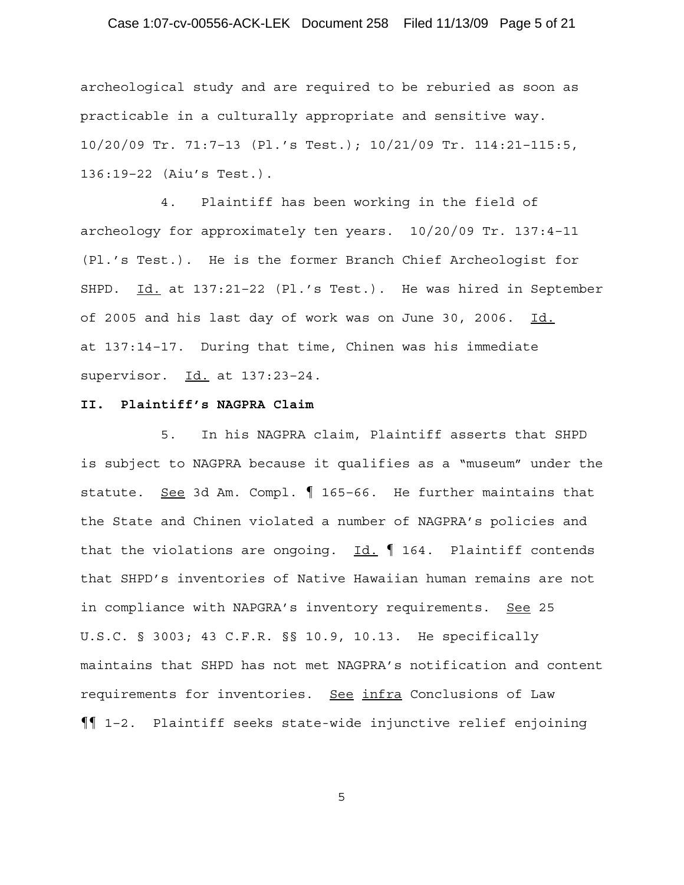archeological study and are required to be reburied as soon as practicable in a culturally appropriate and sensitive way. 10/20/09 Tr. 71:7–13 (Pl.'s Test.); 10/21/09 Tr. 114:21–115:5, 136:19–22 (Aiu's Test.).

4. Plaintiff has been working in the field of archeology for approximately ten years. 10/20/09 Tr. 137:4–11 (Pl.'s Test.). He is the former Branch Chief Archeologist for SHPD. Id. at 137:21–22 (Pl.'s Test.). He was hired in September of 2005 and his last day of work was on June 30, 2006. Id. at 137:14–17. During that time, Chinen was his immediate supervisor. Id. at 137:23–24.

**II. Plaintiff's NAGPRA Claim**

5. In his NAGPRA claim, Plaintiff asserts that SHPD is subject to NAGPRA because it qualifies as a "museum" under the statute. See 3d Am. Compl. ¶ 165–66. He further maintains that the State and Chinen violated a number of NAGPRA's policies and that the violations are ongoing. Id. ¶ 164. Plaintiff contends that SHPD's inventories of Native Hawaiian human remains are not in compliance with NAPGRA's inventory requirements. See 25 U.S.C. § 3003; 43 C.F.R. §§ 10.9, 10.13. He specifically maintains that SHPD has not met NAGPRA's notification and content requirements for inventories. See infra Conclusions of Law ¶¶ 1–2. Plaintiff seeks state-wide injunctive relief enjoining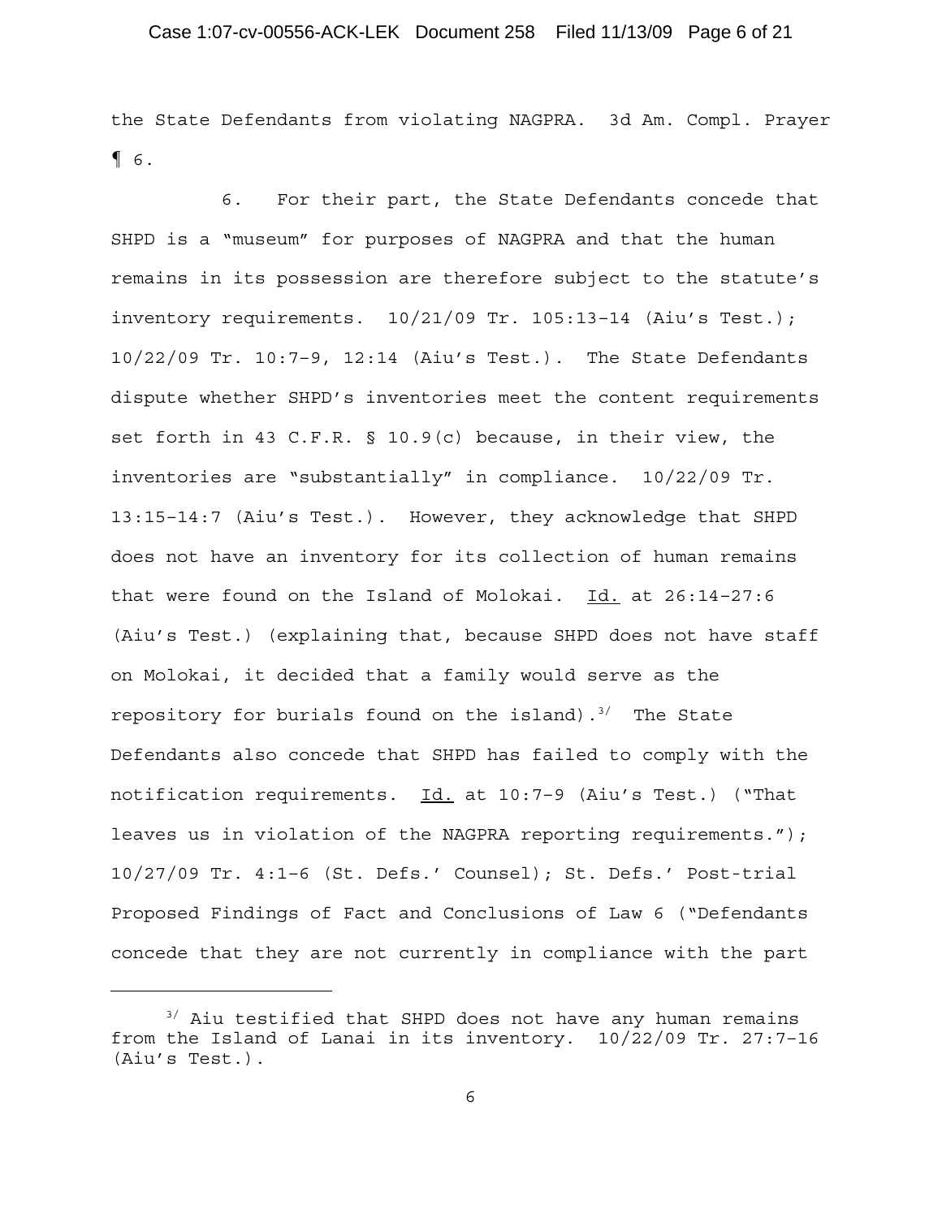the State Defendants from violating NAGPRA. 3d Am. Compl. Prayer ¶ 6.

6. For their part, the State Defendants concede that SHPD is a "museum" for purposes of NAGPRA and that the human remains in its possession are therefore subject to the statute's inventory requirements. 10/21/09 Tr. 105:13–14 (Aiu's Test.); 10/22/09 Tr. 10:7–9, 12:14 (Aiu's Test.). The State Defendants dispute whether SHPD's inventories meet the content requirements set forth in 43 C.F.R. § 10.9(c) because, in their view, the inventories are "substantially" in compliance. 10/22/09 Tr. 13:15–14:7 (Aiu's Test.). However, they acknowledge that SHPD does not have an inventory for its collection of human remains that were found on the Island of Molokai. Id. at 26:14–27:6 (Aiu's Test.) (explaining that, because SHPD does not have staff on Molokai, it decided that a family would serve as the repository for burials found on the island).[3/] The State Defendants also concede that SHPD has failed to comply with the notification requirements. Id. at 10:7–9 (Aiu's Test.) ("That leaves us in violation of the NAGPRA reporting requirements."); 10/27/09 Tr. 4:1–6 (St. Defs.' Counsel); St. Defs.' Post-trial Proposed Findings of Fact and Conclusions of Law 6 ("Defendants concede that they are not currently in compliance with the part

---

[3/] Aiu testified that SHPD does not have any human remains from the Island of Lanai in its inventory. 10/22/09 Tr. 27:7–16 (Aiu's Test.).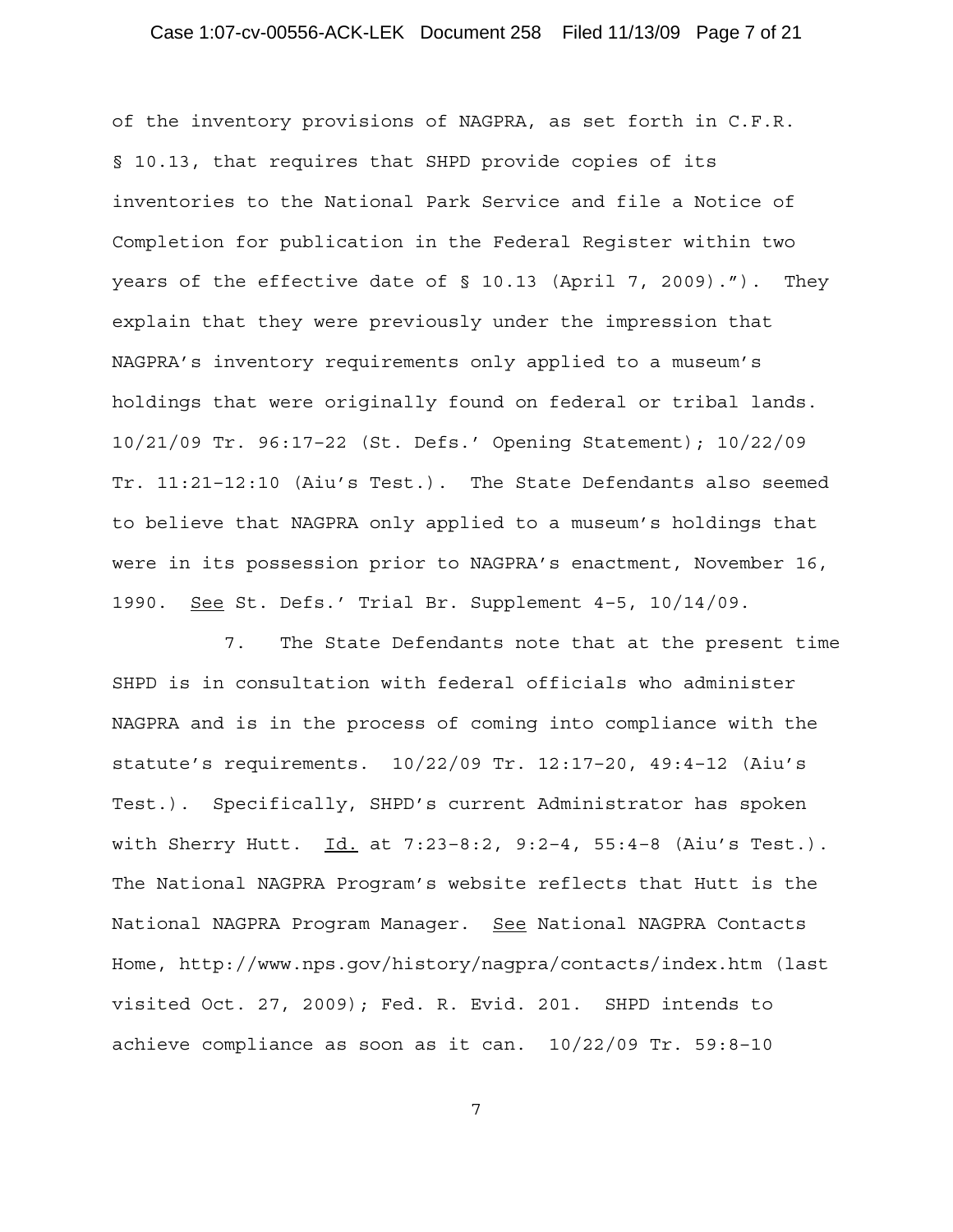of the inventory provisions of NAGPRA, as set forth in C.F.R. § 10.13, that requires that SHPD provide copies of its inventories to the National Park Service and file a Notice of Completion for publication in the Federal Register within two years of the effective date of § 10.13 (April 7, 2009)."). They explain that they were previously under the impression that NAGPRA's inventory requirements only applied to a museum's holdings that were originally found on federal or tribal lands. 10/21/09 Tr. 96:17-22 (St. Defs.' Opening Statement); 10/22/09 Tr. 11:21-12:10 (Aiu's Test.). The State Defendants also seemed to believe that NAGPRA only applied to a museum's holdings that were in its possession prior to NAGPRA's enactment, November 16, 1990. See St. Defs.' Trial Br. Supplement 4-5, 10/14/09.

7. The State Defendants note that at the present time SHPD is in consultation with federal officials who administer NAGPRA and is in the process of coming into compliance with the statute's requirements. 10/22/09 Tr. 12:17-20, 49:4-12 (Aiu's Test.). Specifically, SHPD's current Administrator has spoken with Sherry Hutt. Id. at 7:23-8:2, 9:2-4, 55:4-8 (Aiu's Test.). The National NAGPRA Program's website reflects that Hutt is the National NAGPRA Program Manager. See National NAGPRA Contacts Home, http://www.nps.gov/history/nagpra/contacts/index.htm (last visited Oct. 27, 2009); Fed. R. Evid. 201. SHPD intends to achieve compliance as soon as it can. 10/22/09 Tr. 59:8-10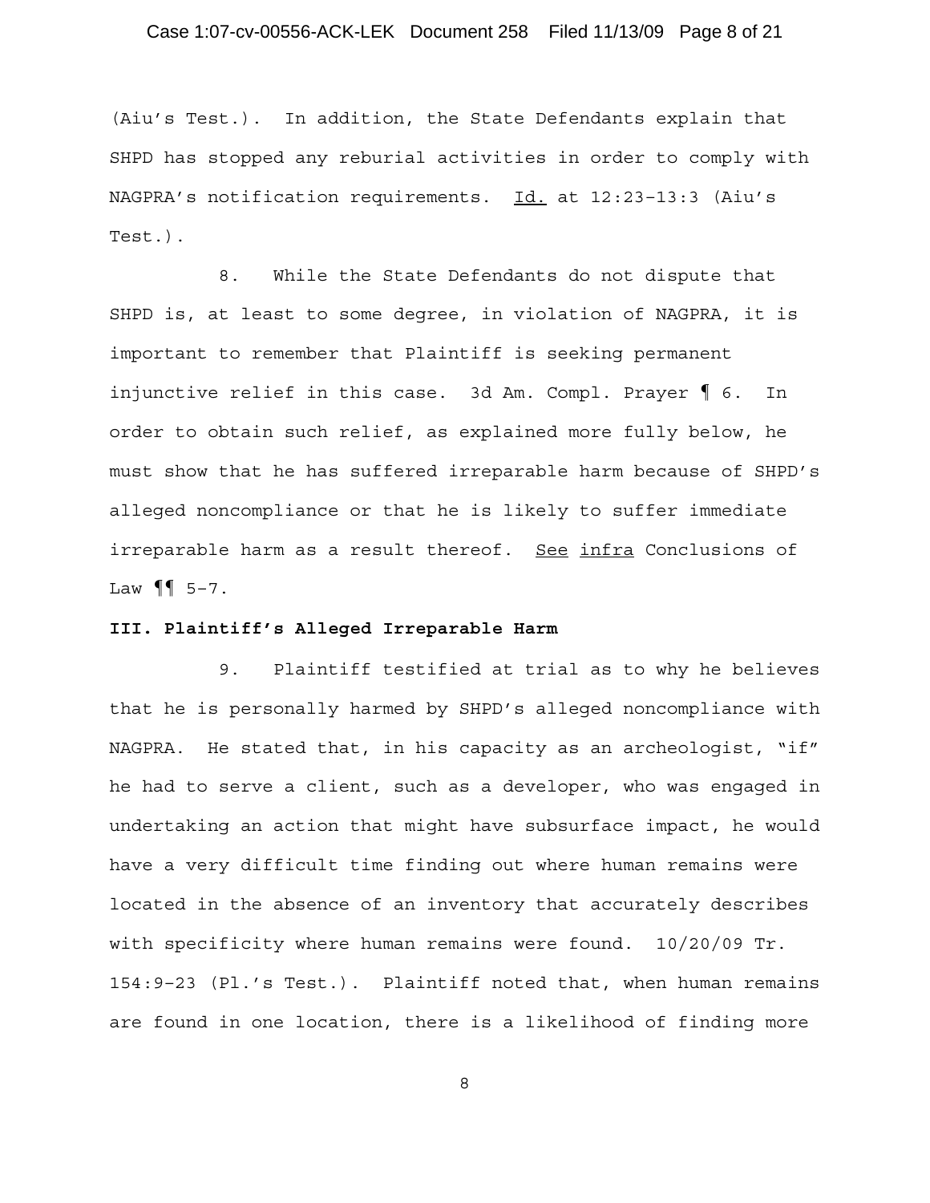(Aiu's Test.). In addition, the State Defendants explain that SHPD has stopped any reburial activities in order to comply with NAGPRA's notification requirements. Id. at 12:23-13:3 (Aiu's Test.).

8. While the State Defendants do not dispute that SHPD is, at least to some degree, in violation of NAGPRA, it is important to remember that Plaintiff is seeking permanent injunctive relief in this case. 3d Am. Compl. Prayer ¶ 6. In order to obtain such relief, as explained more fully below, he must show that he has suffered irreparable harm because of SHPD's alleged noncompliance or that he is likely to suffer immediate irreparable harm as a result thereof. See infra Conclusions of Law ¶¶ 5-7.

### III. Plaintiff's Alleged Irreparable Harm

9. Plaintiff testified at trial as to why he believes that he is personally harmed by SHPD's alleged noncompliance with NAGPRA. He stated that, in his capacity as an archeologist, "if" he had to serve a client, such as a developer, who was engaged in undertaking an action that might have subsurface impact, he would have a very difficult time finding out where human remains were located in the absence of an inventory that accurately describes with specificity where human remains were found. 10/20/09 Tr. 154:9-23 (Pl.'s Test.). Plaintiff noted that, when human remains are found in one location, there is a likelihood of finding more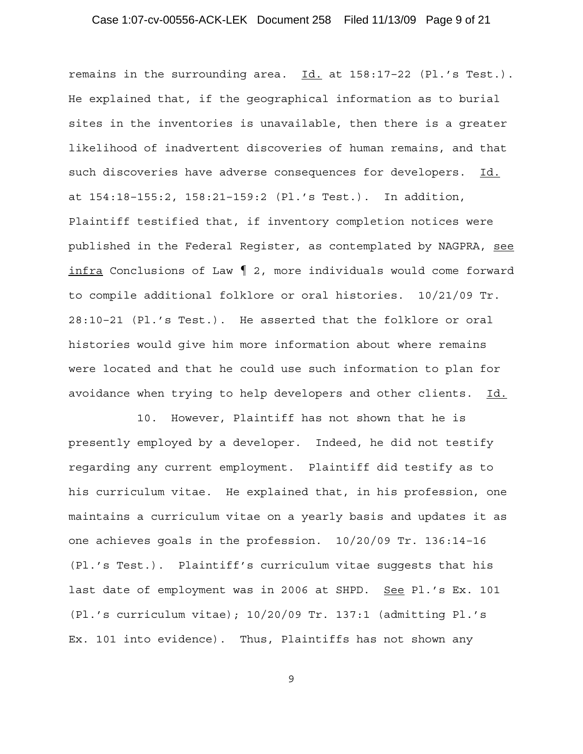remains in the surrounding area. Id. at 158:17-22 (Pl.'s Test.). He explained that, if the geographical information as to burial sites in the inventories is unavailable, then there is a greater likelihood of inadvertent discoveries of human remains, and that such discoveries have adverse consequences for developers. Id. at 154:18-155:2, 158:21-159:2 (Pl.'s Test.). In addition, Plaintiff testified that, if inventory completion notices were published in the Federal Register, as contemplated by NAGPRA, see infra Conclusions of Law ¶ 2, more individuals would come forward to compile additional folklore or oral histories. 10/21/09 Tr. 28:10-21 (Pl.'s Test.). He asserted that the folklore or oral histories would give him more information about where remains were located and that he could use such information to plan for avoidance when trying to help developers and other clients. Id.

10. However, Plaintiff has not shown that he is presently employed by a developer. Indeed, he did not testify regarding any current employment. Plaintiff did testify as to his curriculum vitae. He explained that, in his profession, one maintains a curriculum vitae on a yearly basis and updates it as one achieves goals in the profession. 10/20/09 Tr. 136:14-16 (Pl.'s Test.). Plaintiff's curriculum vitae suggests that his last date of employment was in 2006 at SHPD. See Pl.'s Ex. 101 (Pl.'s curriculum vitae); 10/20/09 Tr. 137:1 (admitting Pl.'s Ex. 101 into evidence). Thus, Plaintiffs has not shown any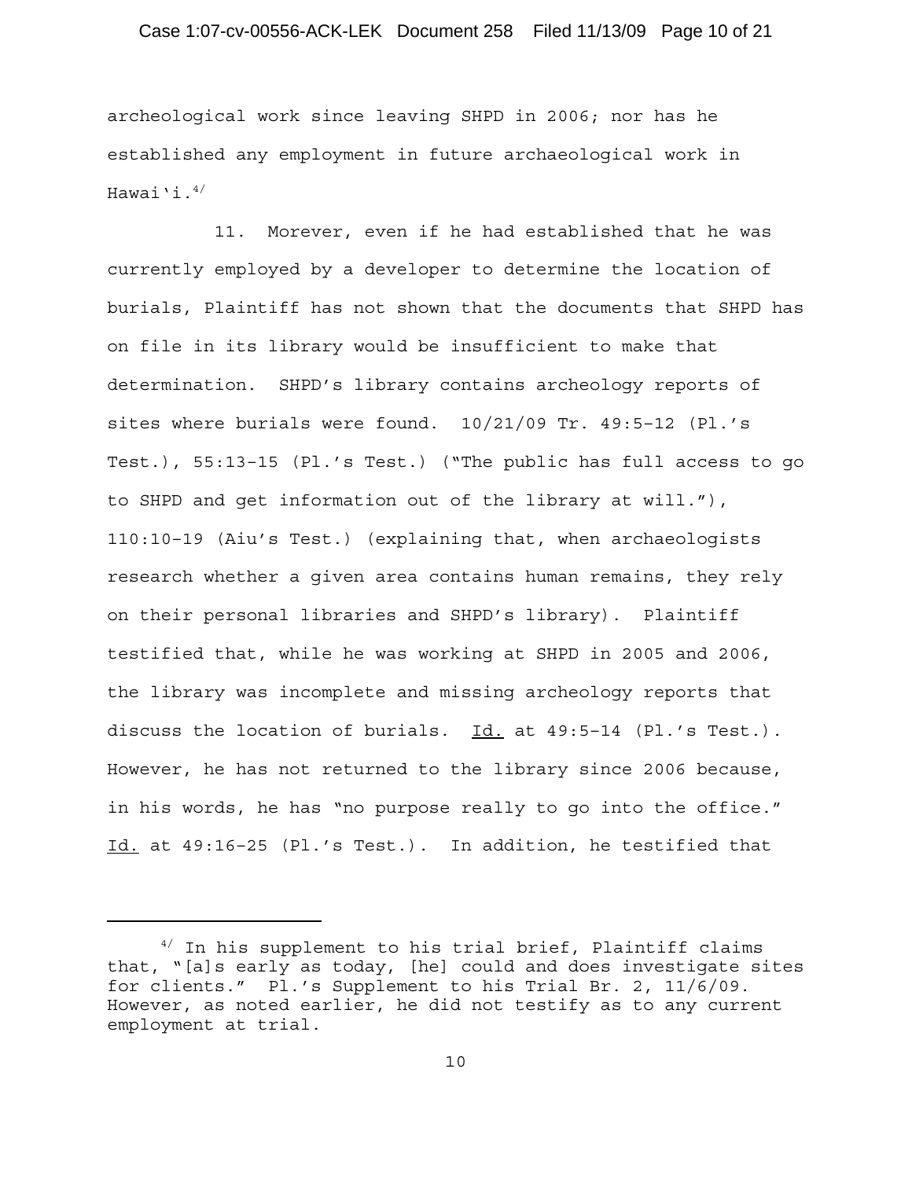archeological work since leaving SHPD in 2006; nor has he established any employment in future archaeological work in Hawai'i.[4/]

11. Morever, even if he had established that he was currently employed by a developer to determine the location of burials, Plaintiff has not shown that the documents that SHPD has on file in its library would be insufficient to make that determination. SHPD's library contains archeology reports of sites where burials were found. 10/21/09 Tr. 49:5–12 (Pl.'s Test.), 55:13–15 (Pl.'s Test.) ("The public has full access to go to SHPD and get information out of the library at will."), 110:10–19 (Aiu's Test.) (explaining that, when archaeologists research whether a given area contains human remains, they rely on their personal libraries and SHPD's library). Plaintiff testified that, while he was working at SHPD in 2005 and 2006, the library was incomplete and missing archeology reports that discuss the location of burials. Id. at 49:5–14 (Pl.'s Test.). However, he has not returned to the library since 2006 because, in his words, he has "no purpose really to go into the office." Id. at 49:16–25 (Pl.'s Test.). In addition, he testified that

---

[4/] In his supplement to his trial brief, Plaintiff claims that, "[a]s early as today, [he] could and does investigate sites for clients." Pl.'s Supplement to his Trial Br. 2, 11/6/09. However, as noted earlier, he did not testify as to any current employment at trial.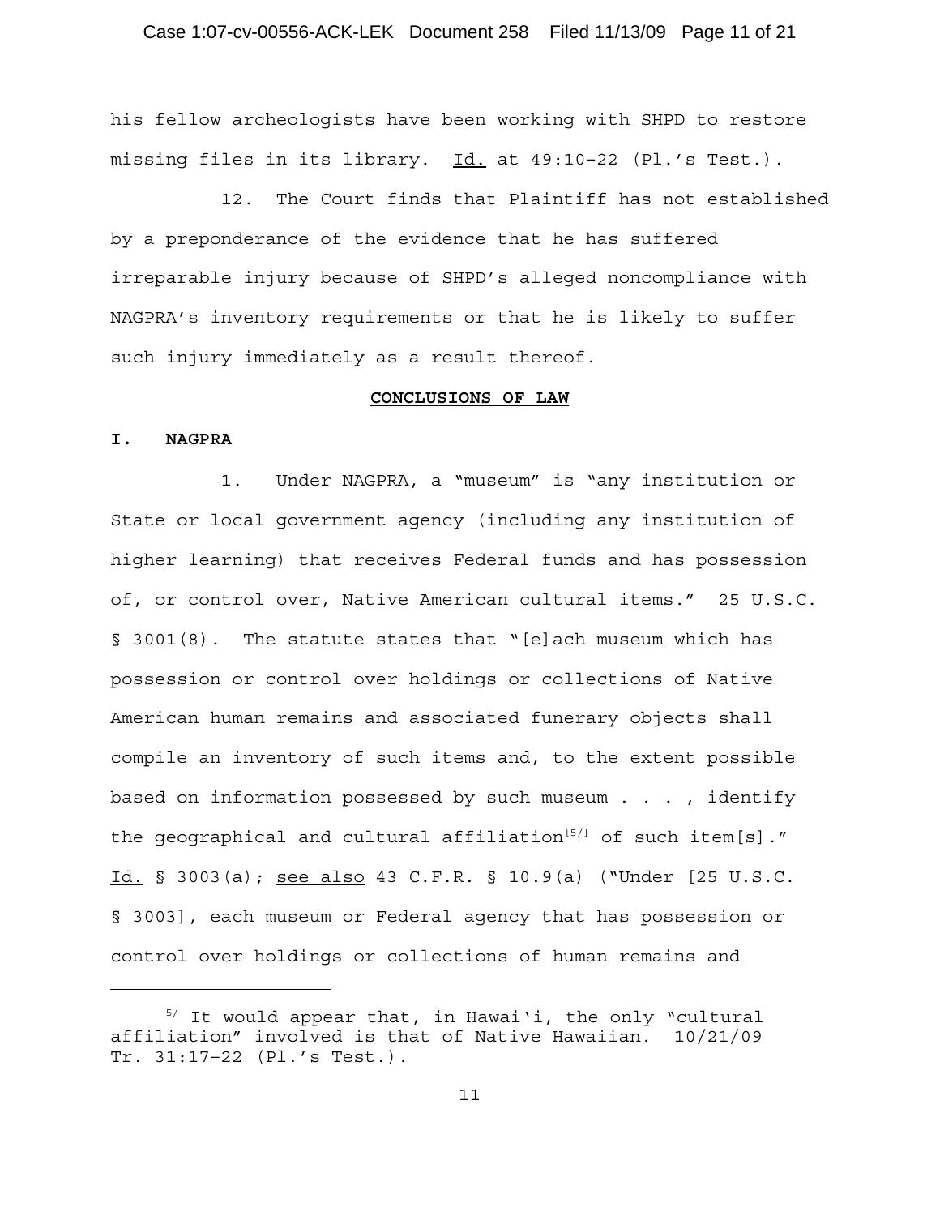his fellow archeologists have been working with SHPD to restore missing files in its library. Id. at 49:10-22 (Pl.'s Test.).

12. The Court finds that Plaintiff has not established by a preponderance of the evidence that he has suffered irreparable injury because of SHPD's alleged noncompliance with NAGPRA's inventory requirements or that he is likely to suffer such injury immediately as a result thereof.

## CONCLUSIONS OF LAW

### I. NAGPRA

1. Under NAGPRA, a "museum" is "any institution or State or local government agency (including any institution of higher learning) that receives Federal funds and has possession of, or control over, Native American cultural items." 25 U.S.C. § 3001(8). The statute states that "[e]ach museum which has possession or control over holdings or collections of Native American human remains and associated funerary objects shall compile an inventory of such items and, to the extent possible based on information possessed by such museum . . . , identify the geographical and cultural affiliation[5/] of such item[s]." Id. § 3003(a); see also 43 C.F.R. § 10.9(a) ("Under [25 U.S.C. § 3003], each museum or Federal agency that has possession or control over holdings or collections of human remains and

---

[5/] It would appear that, in Hawai'i, the only "cultural affiliation" involved is that of Native Hawaiian. 10/21/09 Tr. 31:17-22 (Pl.'s Test.).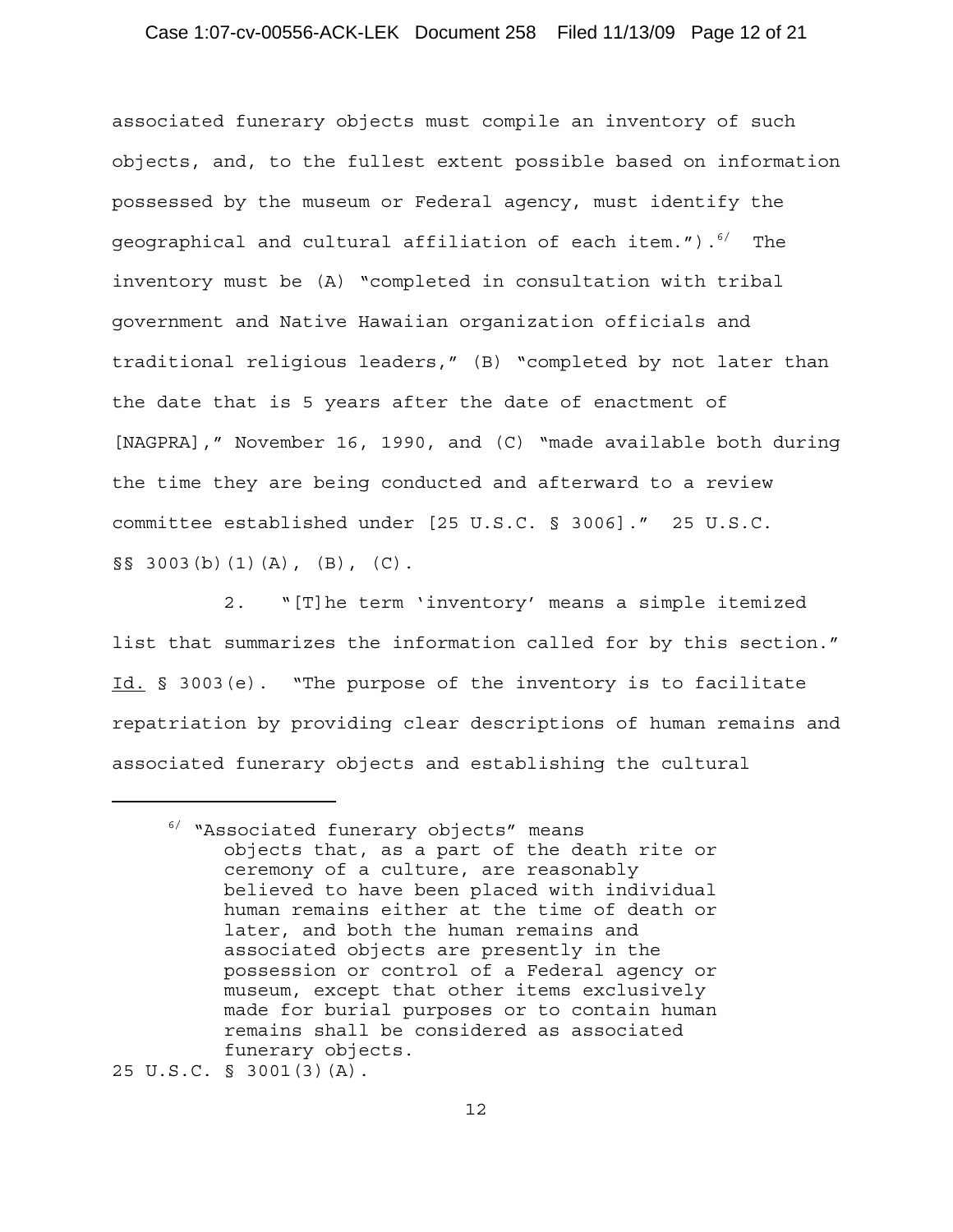associated funerary objects must compile an inventory of such objects, and, to the fullest extent possible based on information possessed by the museum or Federal agency, must identify the geographical and cultural affiliation of each item.").[6/] The inventory must be (A) "completed in consultation with tribal government and Native Hawaiian organization officials and traditional religious leaders," (B) "completed by not later than the date that is 5 years after the date of enactment of [NAGPRA]," November 16, 1990, and (C) "made available both during the time they are being conducted and afterward to a review committee established under [25 U.S.C. § 3006]." 25 U.S.C. §§ 3003(b)(1)(A), (B), (C).

2. "[T]he term 'inventory' means a simple itemized list that summarizes the information called for by this section." Id. § 3003(e). "The purpose of the inventory is to facilitate repatriation by providing clear descriptions of human remains and associated funerary objects and establishing the cultural

---

[6/] "Associated funerary objects" means

> objects that, as a part of the death rite or ceremony of a culture, are reasonably believed to have been placed with individual human remains either at the time of death or later, and both the human remains and associated objects are presently in the possession or control of a Federal agency or museum, except that other items exclusively made for burial purposes or to contain human remains shall be considered as associated funerary objects.

25 U.S.C. § 3001(3)(A).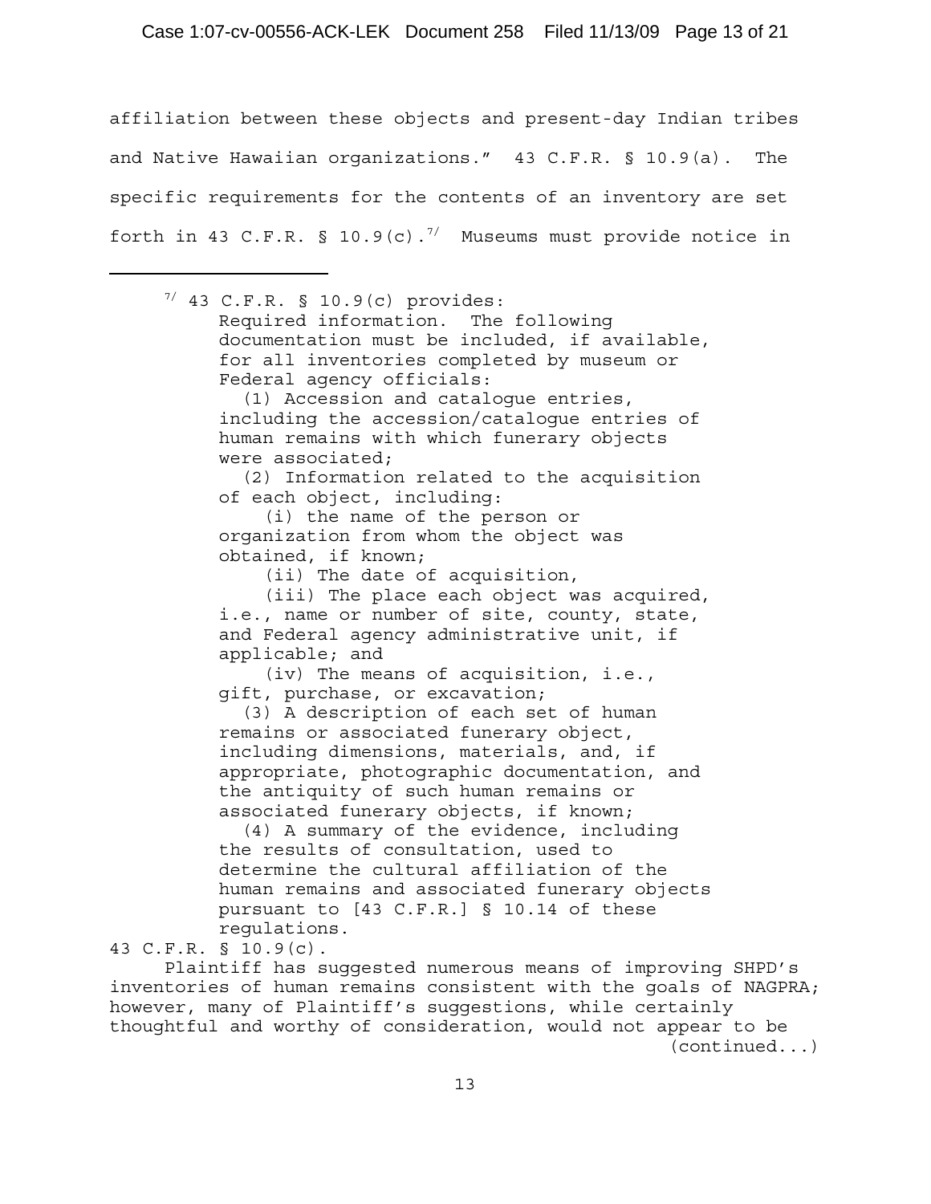affiliation between these objects and present-day Indian tribes and Native Hawaiian organizations." 43 C.F.R. § 10.9(a). The specific requirements for the contents of an inventory are set forth in 43 C.F.R. § 10.9(c).[7/] Museums must provide notice in

---

[7/] 43 C.F.R. § 10.9(c) provides:

> Required information. The following documentation must be included, if available, for all inventories completed by museum or Federal agency officials:
>
> (1) Accession and catalogue entries, including the accession/catalogue entries of human remains with which funerary objects were associated;
>
> (2) Information related to the acquisition of each object, including:
>
> (i) the name of the person or organization from whom the object was obtained, if known;
>
> (ii) The date of acquisition,
>
> (iii) The place each object was acquired, i.e., name or number of site, county, state, and Federal agency administrative unit, if applicable; and
>
> (iv) The means of acquisition, i.e., gift, purchase, or excavation;
>
> (3) A description of each set of human remains or associated funerary object, including dimensions, materials, and, if appropriate, photographic documentation, and the antiquity of such human remains or associated funerary objects, if known;
>
> (4) A summary of the evidence, including the results of consultation, used to determine the cultural affiliation of the human remains and associated funerary objects pursuant to [43 C.F.R.] § 10.14 of these regulations.

43 C.F.R. § 10.9(c).

Plaintiff has suggested numerous means of improving SHPD's inventories of human remains consistent with the goals of NAGPRA; however, many of Plaintiff's suggestions, while certainly thoughtful and worthy of consideration, would not appear to be (continued...)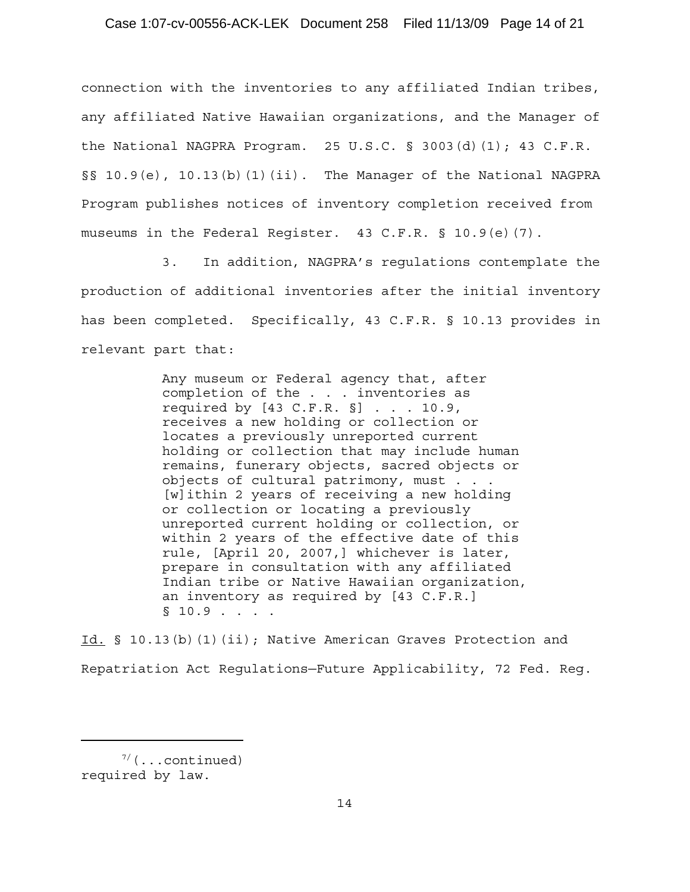connection with the inventories to any affiliated Indian tribes, any affiliated Native Hawaiian organizations, and the Manager of the National NAGPRA Program. 25 U.S.C. § 3003(d)(1); 43 C.F.R. §§ 10.9(e), 10.13(b)(1)(ii). The Manager of the National NAGPRA Program publishes notices of inventory completion received from museums in the Federal Register. 43 C.F.R. § 10.9(e)(7).

3. In addition, NAGPRA's regulations contemplate the production of additional inventories after the initial inventory has been completed. Specifically, 43 C.F.R. § 10.13 provides in relevant part that:

> Any museum or Federal agency that, after completion of the . . . inventories as required by [43 C.F.R. §] . . . 10.9, receives a new holding or collection or locates a previously unreported current holding or collection that may include human remains, funerary objects, sacred objects or objects of cultural patrimony, must . . . [w]ithin 2 years of receiving a new holding or collection or locating a previously unreported current holding or collection, or within 2 years of the effective date of this rule, [April 20, 2007,] whichever is later, prepare in consultation with any affiliated Indian tribe or Native Hawaiian organization, an inventory as required by [43 C.F.R.] § 10.9 . . . .

Id. § 10.13(b)(1)(ii); Native American Graves Protection and Repatriation Act Regulations—Future Applicability, 72 Fed. Reg.

---

[7](...continued) required by law.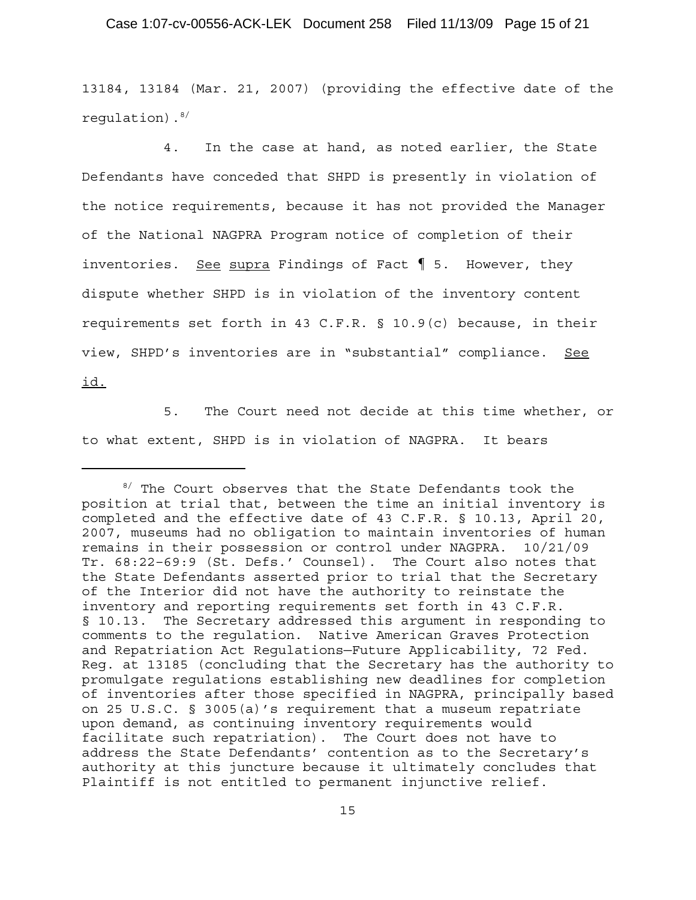13184, 13184 (Mar. 21, 2007) (providing the effective date of the regulation).[8]

4. In the case at hand, as noted earlier, the State Defendants have conceded that SHPD is presently in violation of the notice requirements, because it has not provided the Manager of the National NAGPRA Program notice of completion of their inventories. See supra Findings of Fact ¶ 5. However, they dispute whether SHPD is in violation of the inventory content requirements set forth in 43 C.F.R. § 10.9(c) because, in their view, SHPD's inventories are in "substantial" compliance. See id.

5. The Court need not decide at this time whether, or to what extent, SHPD is in violation of NAGPRA. It bears

---

[8] The Court observes that the State Defendants took the position at trial that, between the time an initial inventory is completed and the effective date of 43 C.F.R. § 10.13, April 20, 2007, museums had no obligation to maintain inventories of human remains in their possession or control under NAGPRA. 10/21/09 Tr. 68:22-69:9 (St. Defs.' Counsel). The Court also notes that the State Defendants asserted prior to trial that the Secretary of the Interior did not have the authority to reinstate the inventory and reporting requirements set forth in 43 C.F.R. § 10.13. The Secretary addressed this argument in responding to comments to the regulation. Native American Graves Protection and Repatriation Act Regulations—Future Applicability, 72 Fed. Reg. at 13185 (concluding that the Secretary has the authority to promulgate regulations establishing new deadlines for completion of inventories after those specified in NAGPRA, principally based on 25 U.S.C. § 3005(a)'s requirement that a museum repatriate upon demand, as continuing inventory requirements would facilitate such repatriation). The Court does not have to address the State Defendants' contention as to the Secretary's authority at this juncture because it ultimately concludes that Plaintiff is not entitled to permanent injunctive relief.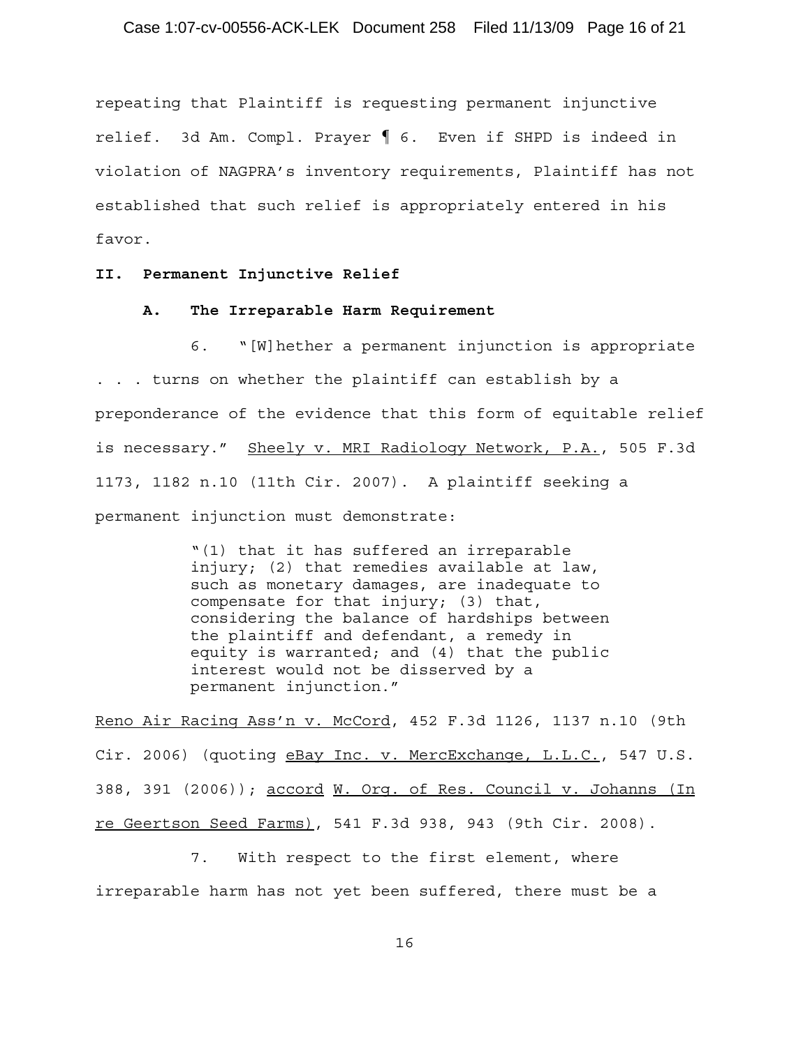repeating that Plaintiff is requesting permanent injunctive relief. 3d Am. Compl. Prayer ¶ 6. Even if SHPD is indeed in violation of NAGPRA's inventory requirements, Plaintiff has not established that such relief is appropriately entered in his favor.

## II. Permanent Injunctive Relief

### A. The Irreparable Harm Requirement

6. "[W]hether a permanent injunction is appropriate . . . turns on whether the plaintiff can establish by a preponderance of the evidence that this form of equitable relief is necessary." Sheely v. MRI Radiology Network, P.A., 505 F.3d 1173, 1182 n.10 (11th Cir. 2007). A plaintiff seeking a permanent injunction must demonstrate:

> "(1) that it has suffered an irreparable injury; (2) that remedies available at law, such as monetary damages, are inadequate to compensate for that injury; (3) that, considering the balance of hardships between the plaintiff and defendant, a remedy in equity is warranted; and (4) that the public interest would not be disserved by a permanent injunction."

Reno Air Racing Ass'n v. McCord, 452 F.3d 1126, 1137 n.10 (9th Cir. 2006) (quoting eBay Inc. v. MercExchange, L.L.C., 547 U.S. 388, 391 (2006)); accord W. Org. of Res. Council v. Johanns (In re Geertson Seed Farms), 541 F.3d 938, 943 (9th Cir. 2008).

7. With respect to the first element, where irreparable harm has not yet been suffered, there must be a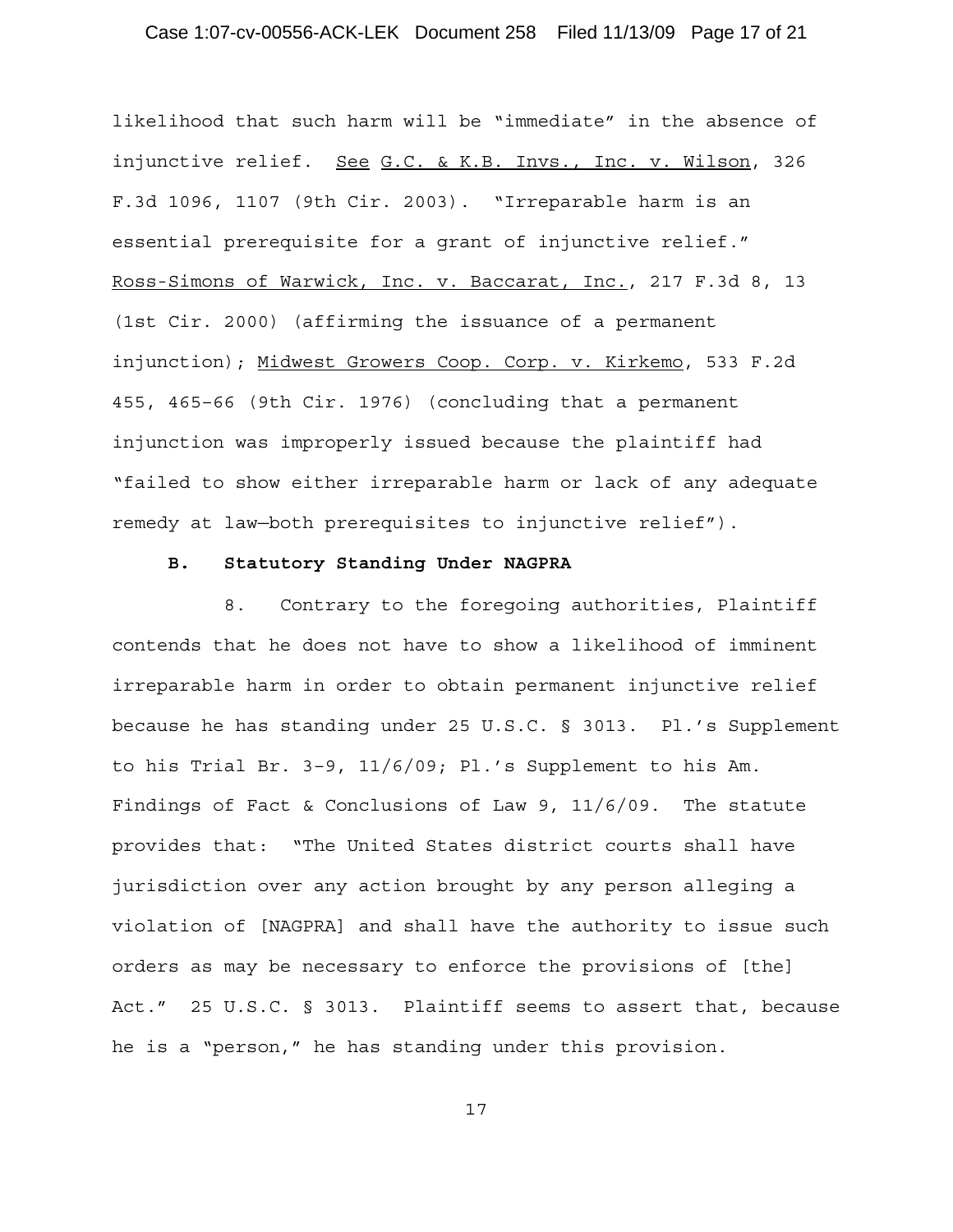likelihood that such harm will be "immediate" in the absence of injunctive relief. See G.C. & K.B. Invs., Inc. v. Wilson, 326 F.3d 1096, 1107 (9th Cir. 2003). "Irreparable harm is an essential prerequisite for a grant of injunctive relief." Ross-Simons of Warwick, Inc. v. Baccarat, Inc., 217 F.3d 8, 13 (1st Cir. 2000) (affirming the issuance of a permanent injunction); Midwest Growers Coop. Corp. v. Kirkemo, 533 F.2d 455, 465–66 (9th Cir. 1976) (concluding that a permanent injunction was improperly issued because the plaintiff had "failed to show either irreparable harm or lack of any adequate remedy at law—both prerequisites to injunctive relief").

**B. Statutory Standing Under NAGPRA**

8. Contrary to the foregoing authorities, Plaintiff contends that he does not have to show a likelihood of imminent irreparable harm in order to obtain permanent injunctive relief because he has standing under 25 U.S.C. § 3013. Pl.'s Supplement to his Trial Br. 3–9, 11/6/09; Pl.'s Supplement to his Am. Findings of Fact & Conclusions of Law 9, 11/6/09. The statute provides that: "The United States district courts shall have jurisdiction over any action brought by any person alleging a violation of [NAGPRA] and shall have the authority to issue such orders as may be necessary to enforce the provisions of [the] Act." 25 U.S.C. § 3013. Plaintiff seems to assert that, because he is a "person," he has standing under this provision.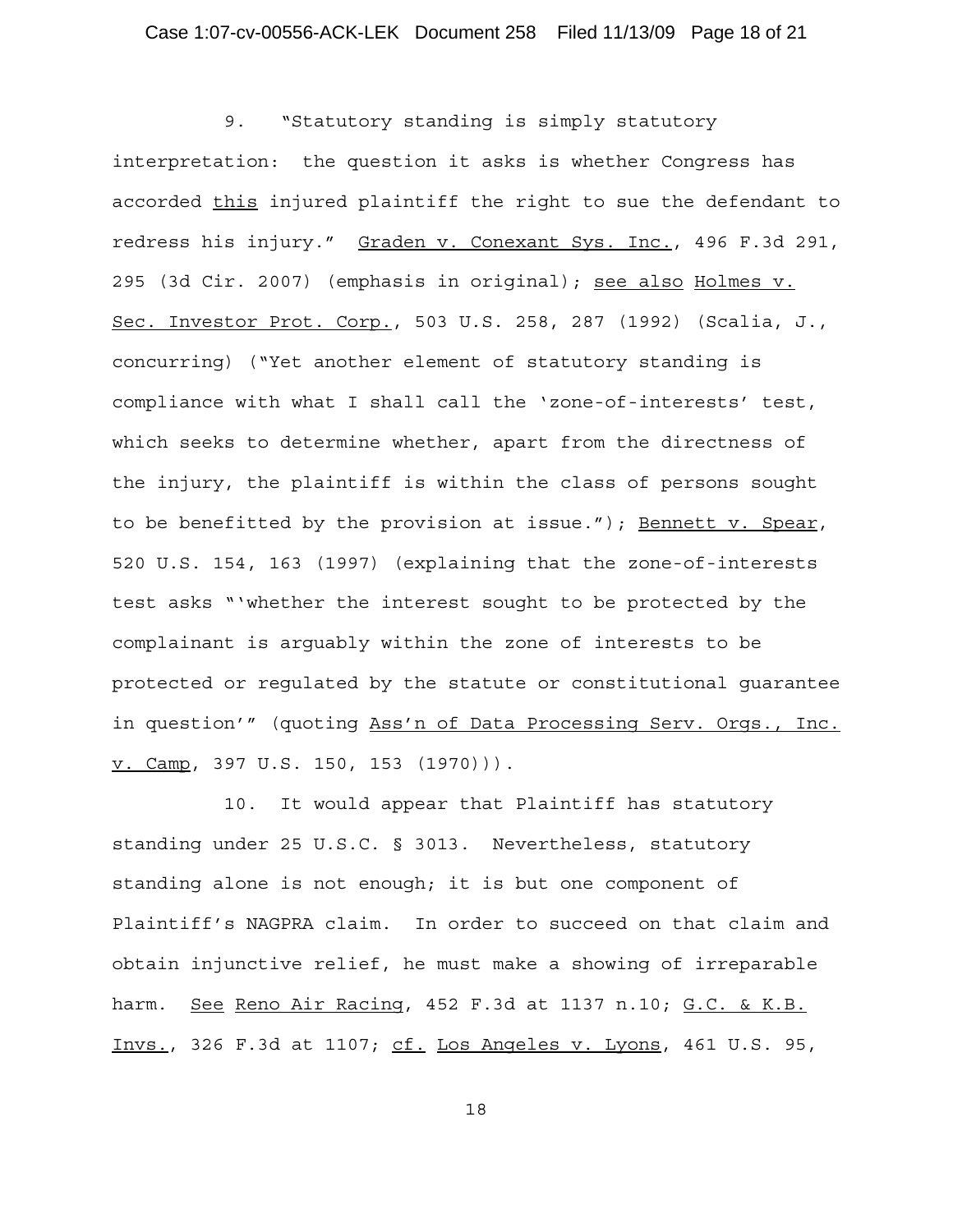9. "Statutory standing is simply statutory interpretation: the question it asks is whether Congress has accorded this injured plaintiff the right to sue the defendant to redress his injury." Graden v. Conexant Sys. Inc., 496 F.3d 291, 295 (3d Cir. 2007) (emphasis in original); see also Holmes v. Sec. Investor Prot. Corp., 503 U.S. 258, 287 (1992) (Scalia, J., concurring) ("Yet another element of statutory standing is compliance with what I shall call the 'zone-of-interests' test, which seeks to determine whether, apart from the directness of the injury, the plaintiff is within the class of persons sought to be benefitted by the provision at issue."); Bennett v. Spear, 520 U.S. 154, 163 (1997) (explaining that the zone-of-interests test asks "'whether the interest sought to be protected by the complainant is arguably within the zone of interests to be protected or regulated by the statute or constitutional guarantee in question'" (quoting Ass'n of Data Processing Serv. Orgs., Inc. v. Camp, 397 U.S. 150, 153 (1970))).

10. It would appear that Plaintiff has statutory standing under 25 U.S.C. § 3013. Nevertheless, statutory standing alone is not enough; it is but one component of Plaintiff's NAGPRA claim. In order to succeed on that claim and obtain injunctive relief, he must make a showing of irreparable harm. See Reno Air Racing, 452 F.3d at 1137 n.10; G.C. & K.B. Invs., 326 F.3d at 1107; cf. Los Angeles v. Lyons, 461 U.S. 95,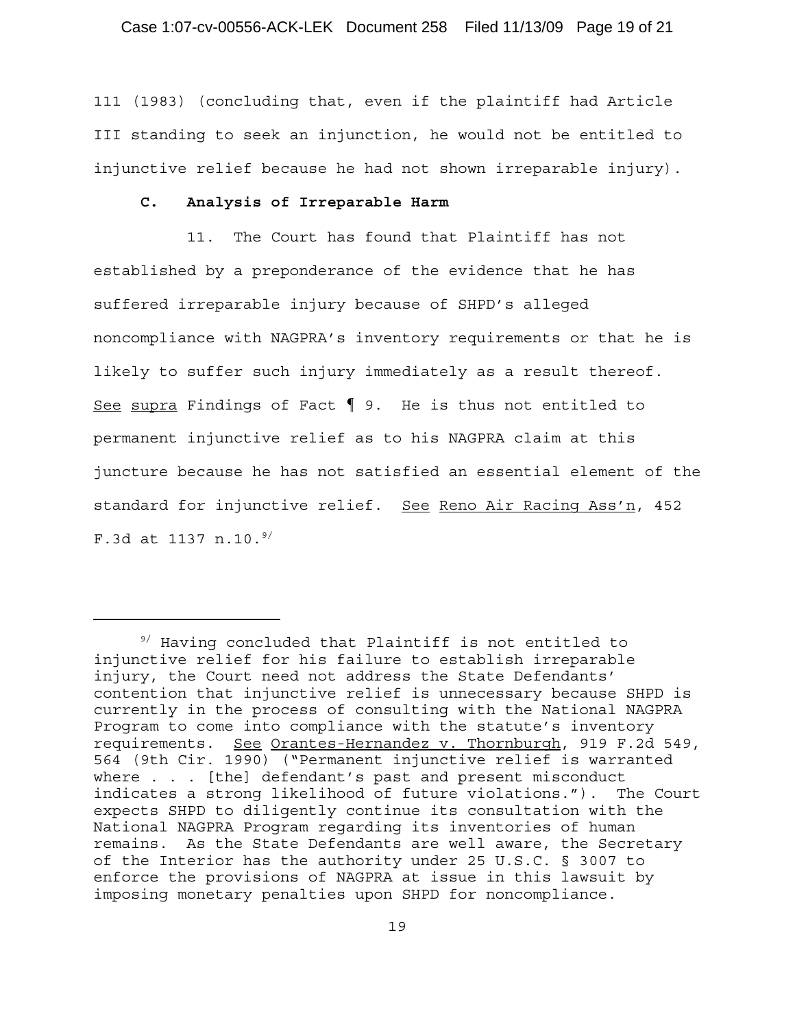111 (1983) (concluding that, even if the plaintiff had Article III standing to seek an injunction, he would not be entitled to injunctive relief because he had not shown irreparable injury).

### C. Analysis of Irreparable Harm

11. The Court has found that Plaintiff has not established by a preponderance of the evidence that he has suffered irreparable injury because of SHPD's alleged noncompliance with NAGPRA's inventory requirements or that he is likely to suffer such injury immediately as a result thereof. See supra Findings of Fact ¶ 9. He is thus not entitled to permanent injunctive relief as to his NAGPRA claim at this juncture because he has not satisfied an essential element of the standard for injunctive relief. See Reno Air Racing Ass'n, 452 F.3d at 1137 n.10.[9/]

---

[9/] Having concluded that Plaintiff is not entitled to injunctive relief for his failure to establish irreparable injury, the Court need not address the State Defendants' contention that injunctive relief is unnecessary because SHPD is currently in the process of consulting with the National NAGPRA Program to come into compliance with the statute's inventory requirements. See Orantes-Hernandez v. Thornburgh, 919 F.2d 549, 564 (9th Cir. 1990) ("Permanent injunctive relief is warranted where . . . [the] defendant's past and present misconduct indicates a strong likelihood of future violations."). The Court expects SHPD to diligently continue its consultation with the National NAGPRA Program regarding its inventories of human remains. As the State Defendants are well aware, the Secretary of the Interior has the authority under 25 U.S.C. § 3007 to enforce the provisions of NAGPRA at issue in this lawsuit by imposing monetary penalties upon SHPD for noncompliance.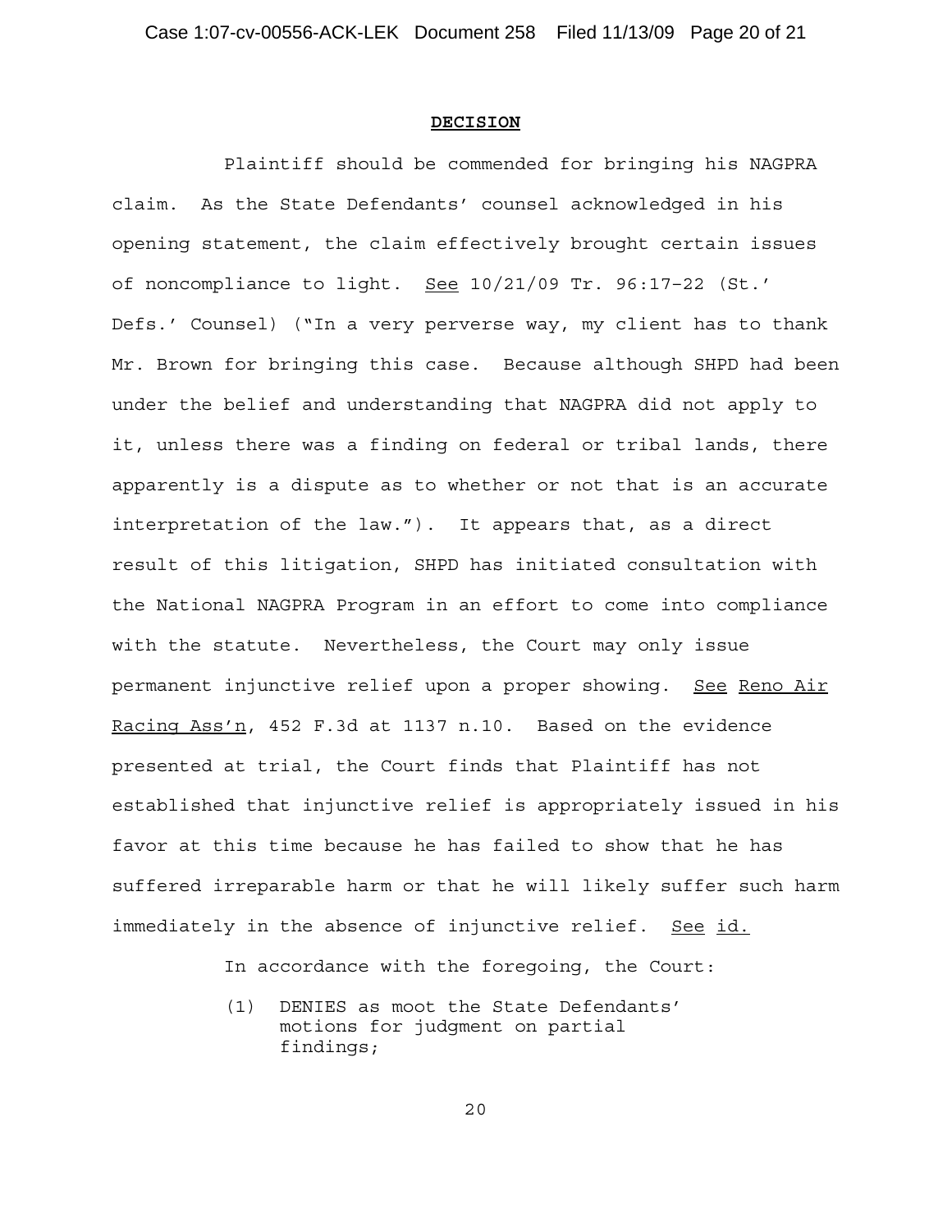**DECISION**

Plaintiff should be commended for bringing his NAGPRA claim. As the State Defendants' counsel acknowledged in his opening statement, the claim effectively brought certain issues of noncompliance to light. See 10/21/09 Tr. 96:17-22 (St.' Defs.' Counsel) ("In a very perverse way, my client has to thank Mr. Brown for bringing this case. Because although SHPD had been under the belief and understanding that NAGPRA did not apply to it, unless there was a finding on federal or tribal lands, there apparently is a dispute as to whether or not that is an accurate interpretation of the law."). It appears that, as a direct result of this litigation, SHPD has initiated consultation with the National NAGPRA Program in an effort to come into compliance with the statute. Nevertheless, the Court may only issue permanent injunctive relief upon a proper showing. See Reno Air Racing Ass'n, 452 F.3d at 1137 n.10. Based on the evidence presented at trial, the Court finds that Plaintiff has not established that injunctive relief is appropriately issued in his favor at this time because he has failed to show that he has suffered irreparable harm or that he will likely suffer such harm immediately in the absence of injunctive relief. See id.

In accordance with the foregoing, the Court:

(1) DENIES as moot the State Defendants' motions for judgment on partial findings;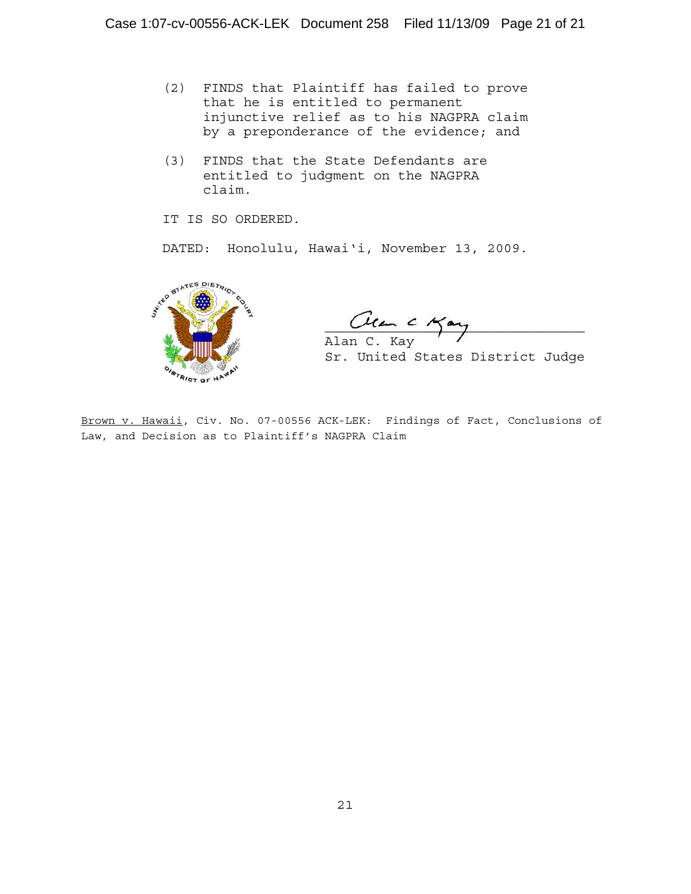(2) FINDS that Plaintiff has failed to prove that he is entitled to permanent injunctive relief as to his NAGPRA claim by a preponderance of the evidence; and

(3) FINDS that the State Defendants are entitled to judgment on the NAGPRA claim.

IT IS SO ORDERED.

DATED: Honolulu, Hawai'i, November 13, 2009.

Alan C. Kay
Sr. United States District Judge

Brown v. Hawaii, Civ. No. 07-00556 ACK-LEK: Findings of Fact, Conclusions of Law, and Decision as to Plaintiff's NAGPRA Claim